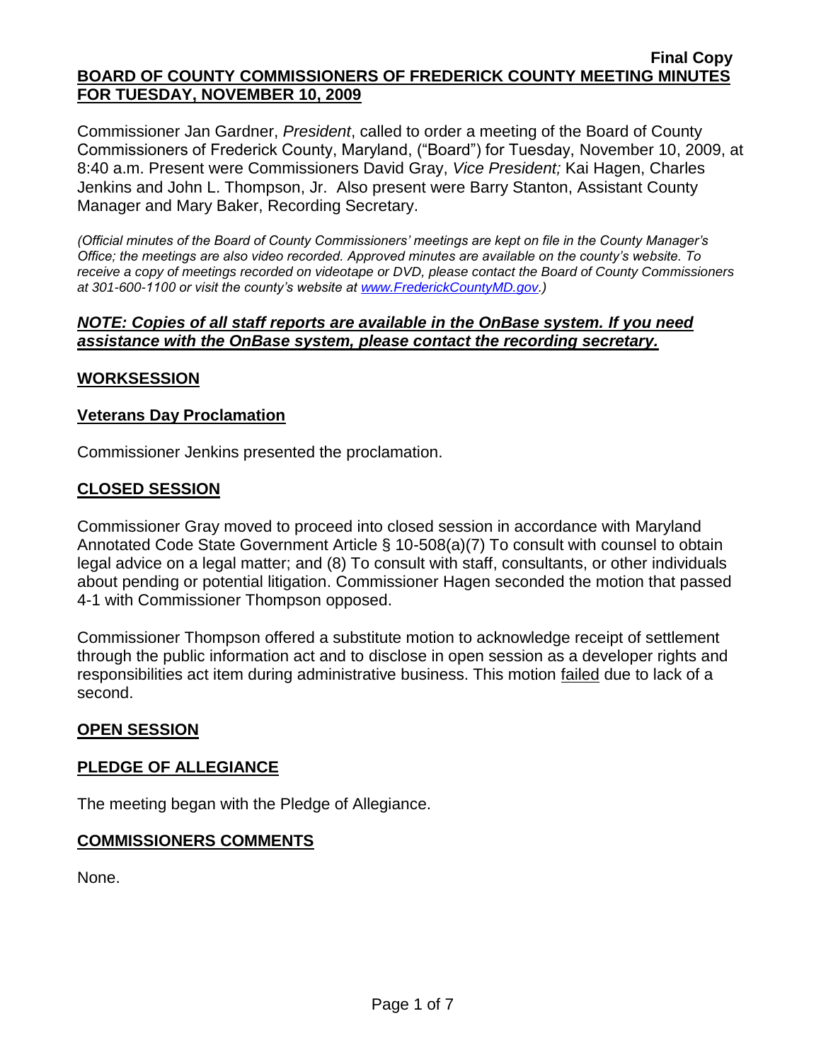**Final Copy**

# BOARD OF COUNTY COMMISSIONERS OF FREDERICK COUNTY MEETING MINUTES FOR TUESDAY, NOVEMBER 10, 2009

Commissioner Jan Gardner, *President*, called to order a meeting of the Board of County Commissioners of Frederick County, Maryland, ("Board") for Tuesday, November 10, 2009, at 8:40 a.m. Present were Commissioners David Gray, *Vice President;* Kai Hagen, Charles Jenkins and John L. Thompson, Jr. Also present were Barry Stanton, Assistant County Manager and Mary Baker, Recording Secretary.

*(Official minutes of the Board of County Commissioners' meetings are kept on file in the County Manager's Office; the meetings are also video recorded. Approved minutes are available on the county's website. To receive a copy of meetings recorded on videotape or DVD, please contact the Board of County Commissioners at 301-600-1100 or visit the county's website at [www.FrederickCountyMD.gov](http://www.FrederickCountyMD.gov).)*

***NOTE: Copies of all staff reports are available in the OnBase system. If you need assistance with the OnBase system, please contact the recording secretary.***

## WORKSESSION

### Veterans Day Proclamation

Commissioner Jenkins presented the proclamation.

## CLOSED SESSION

Commissioner Gray moved to proceed into closed session in accordance with Maryland Annotated Code State Government Article § 10-508(a)(7) To consult with counsel to obtain legal advice on a legal matter; and (8) To consult with staff, consultants, or other individuals about pending or potential litigation. Commissioner Hagen seconded the motion that passed 4-1 with Commissioner Thompson opposed.

Commissioner Thompson offered a substitute motion to acknowledge receipt of settlement through the public information act and to disclose in open session as a developer rights and responsibilities act item during administrative business. This motion failed due to lack of a second.

## OPEN SESSION

## PLEDGE OF ALLEGIANCE

The meeting began with the Pledge of Allegiance.

## COMMISSIONERS COMMENTS

None.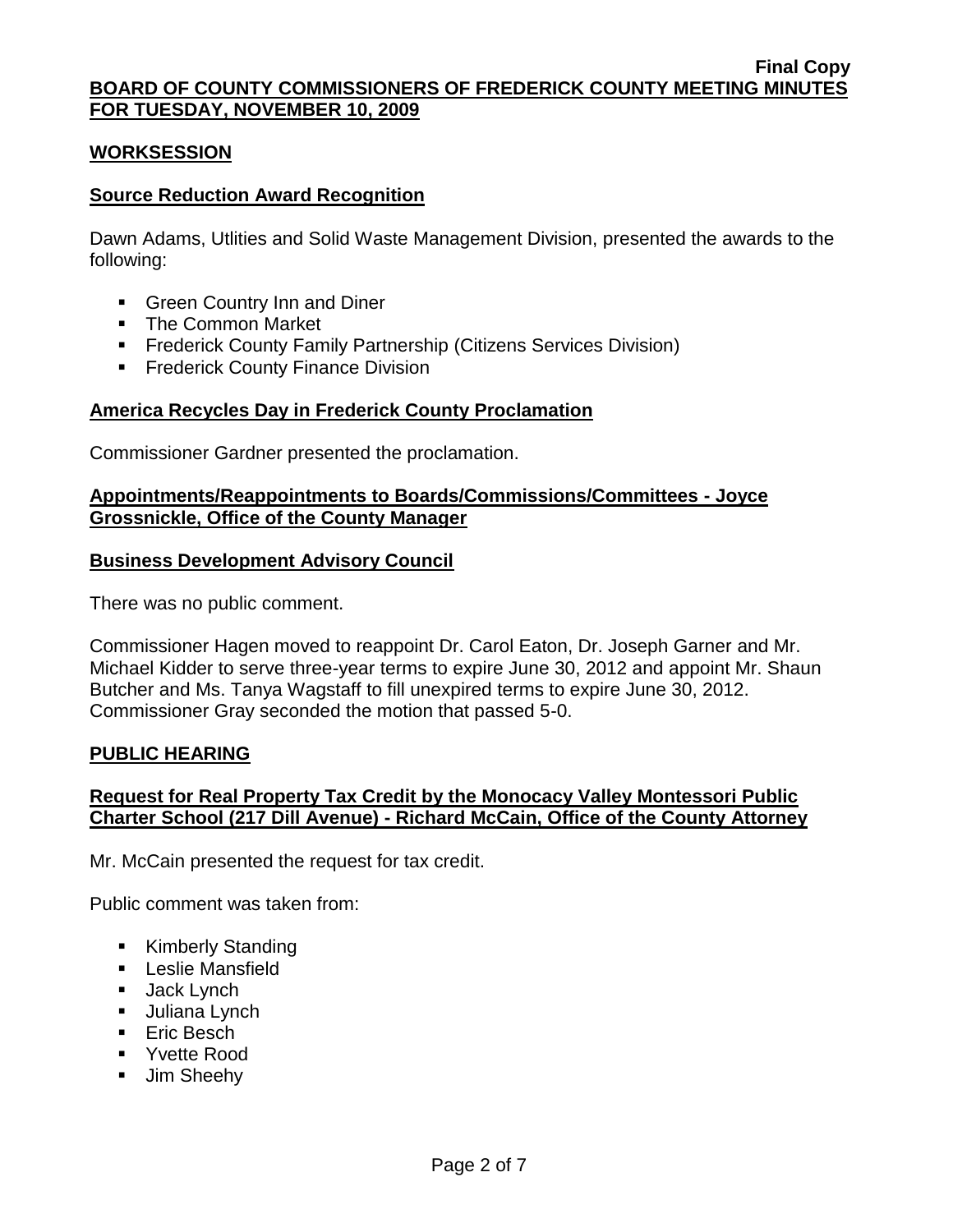## WORKSESSION

### Source Reduction Award Recognition

Dawn Adams, Utlities and Solid Waste Management Division, presented the awards to the following:

- Green Country Inn and Diner
- The Common Market
- Frederick County Family Partnership (Citizens Services Division)
- Frederick County Finance Division

### America Recycles Day in Frederick County Proclamation

Commissioner Gardner presented the proclamation.

### Appointments/Reappointments to Boards/Commissions/Committees - Joyce Grossnickle, Office of the County Manager

### Business Development Advisory Council

There was no public comment.

Commissioner Hagen moved to reappoint Dr. Carol Eaton, Dr. Joseph Garner and Mr. Michael Kidder to serve three-year terms to expire June 30, 2012 and appoint Mr. Shaun Butcher and Ms. Tanya Wagstaff to fill unexpired terms to expire June 30, 2012. Commissioner Gray seconded the motion that passed 5-0.

## PUBLIC HEARING

### Request for Real Property Tax Credit by the Monocacy Valley Montessori Public Charter School (217 Dill Avenue) - Richard McCain, Office of the County Attorney

Mr. McCain presented the request for tax credit.

Public comment was taken from:

- Kimberly Standing
- Leslie Mansfield
- Jack Lynch
- Juliana Lynch
- Eric Besch
- Yvette Rood
- Jim Sheehy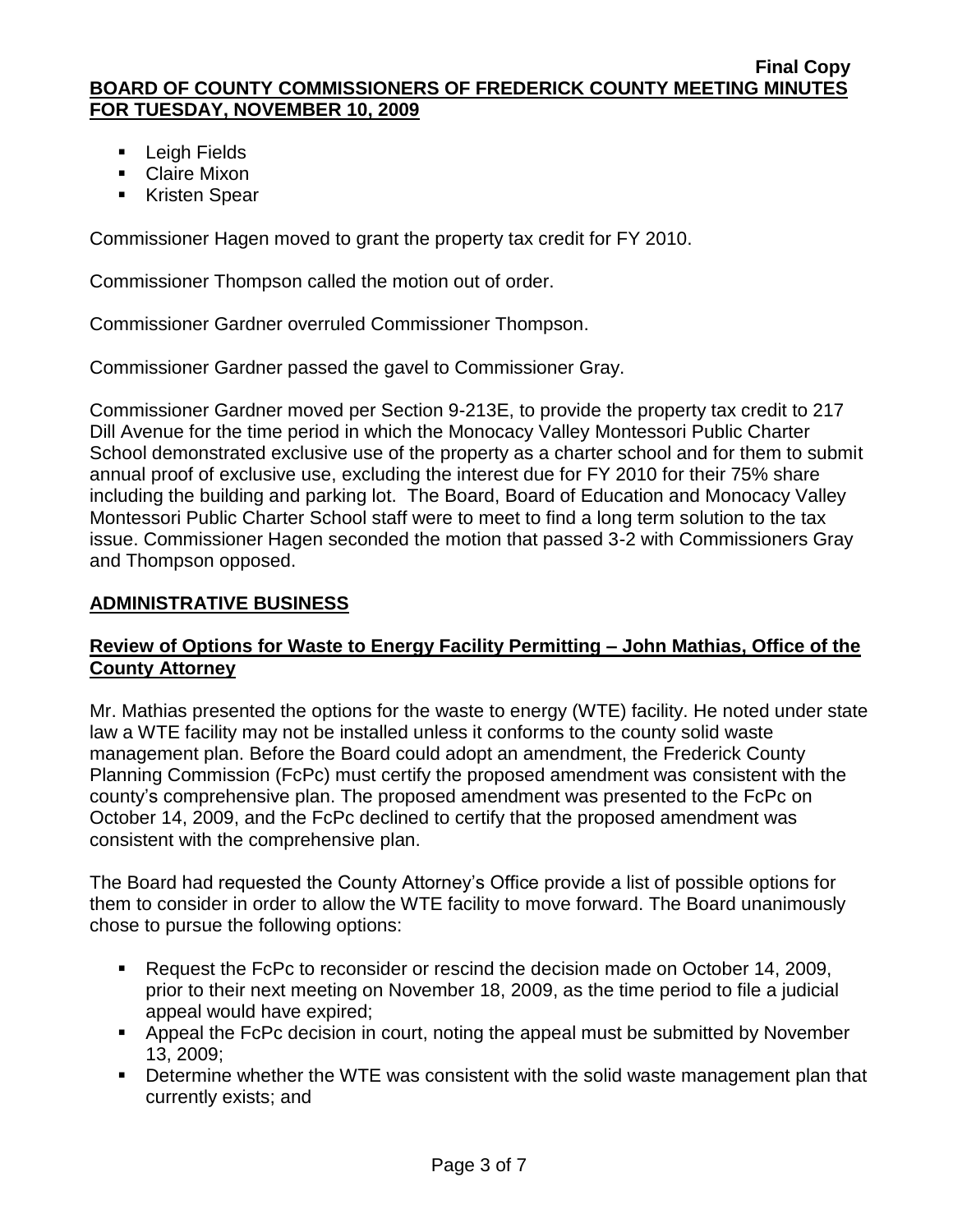- Leigh Fields
- Claire Mixon
- Kristen Spear

Commissioner Hagen moved to grant the property tax credit for FY 2010.

Commissioner Thompson called the motion out of order.

Commissioner Gardner overruled Commissioner Thompson.

Commissioner Gardner passed the gavel to Commissioner Gray.

Commissioner Gardner moved per Section 9-213E, to provide the property tax credit to 217 Dill Avenue for the time period in which the Monocacy Valley Montessori Public Charter School demonstrated exclusive use of the property as a charter school and for them to submit annual proof of exclusive use, excluding the interest due for FY 2010 for their 75% share including the building and parking lot. The Board, Board of Education and Monocacy Valley Montessori Public Charter School staff were to meet to find a long term solution to the tax issue. Commissioner Hagen seconded the motion that passed 3-2 with Commissioners Gray and Thompson opposed.

## ADMINISTRATIVE BUSINESS

### Review of Options for Waste to Energy Facility Permitting – John Mathias, Office of the County Attorney

Mr. Mathias presented the options for the waste to energy (WTE) facility. He noted under state law a WTE facility may not be installed unless it conforms to the county solid waste management plan. Before the Board could adopt an amendment, the Frederick County Planning Commission (FcPc) must certify the proposed amendment was consistent with the county's comprehensive plan. The proposed amendment was presented to the FcPc on October 14, 2009, and the FcPc declined to certify that the proposed amendment was consistent with the comprehensive plan.

The Board had requested the County Attorney's Office provide a list of possible options for them to consider in order to allow the WTE facility to move forward. The Board unanimously chose to pursue the following options:

- Request the FcPc to reconsider or rescind the decision made on October 14, 2009, prior to their next meeting on November 18, 2009, as the time period to file a judicial appeal would have expired;
- Appeal the FcPc decision in court, noting the appeal must be submitted by November 13, 2009;
- Determine whether the WTE was consistent with the solid waste management plan that currently exists; and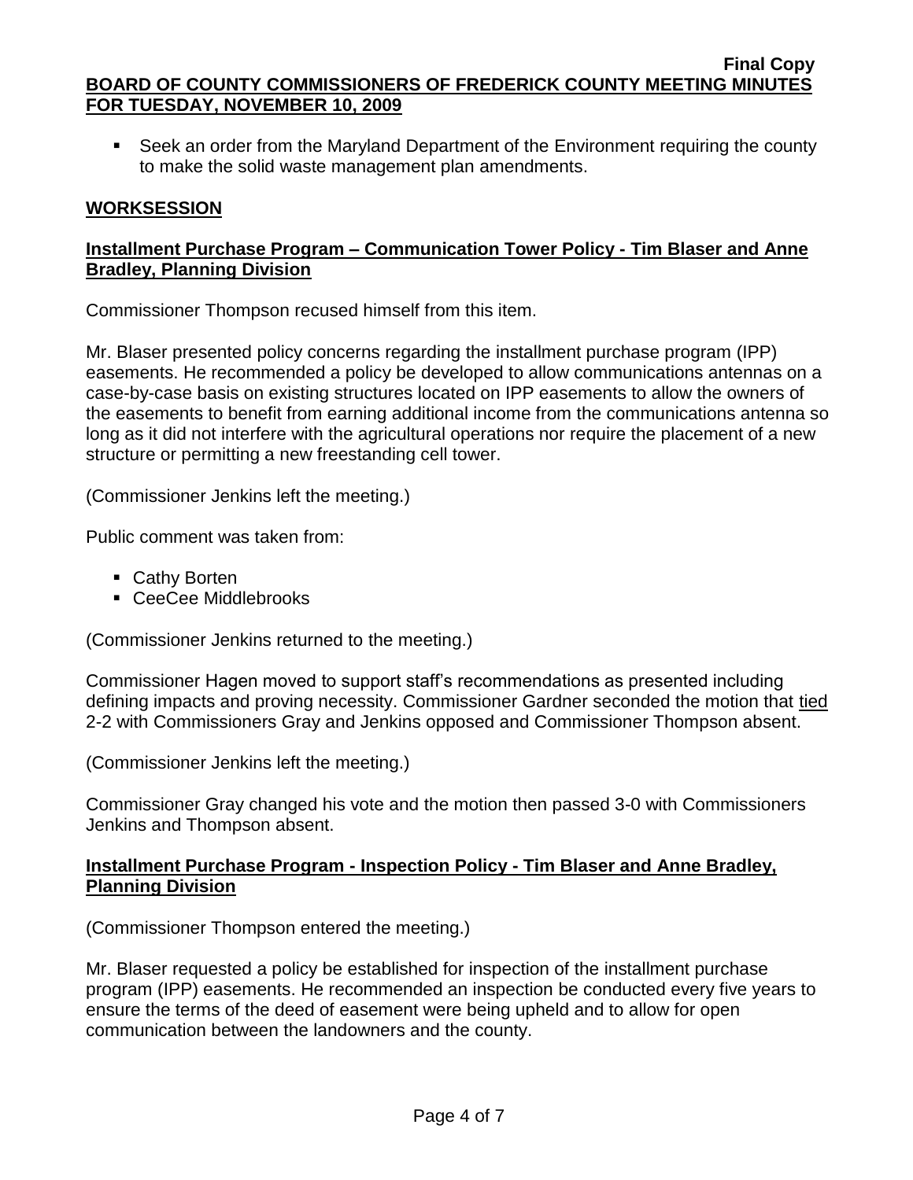- Seek an order from the Maryland Department of the Environment requiring the county to make the solid waste management plan amendments.

## WORKSESSION

### Installment Purchase Program – Communication Tower Policy - Tim Blaser and Anne Bradley, Planning Division

Commissioner Thompson recused himself from this item.

Mr. Blaser presented policy concerns regarding the installment purchase program (IPP) easements. He recommended a policy be developed to allow communications antennas on a case-by-case basis on existing structures located on IPP easements to allow the owners of the easements to benefit from earning additional income from the communications antenna so long as it did not interfere with the agricultural operations nor require the placement of a new structure or permitting a new freestanding cell tower.

(Commissioner Jenkins left the meeting.)

Public comment was taken from:

- Cathy Borten
- CeeCee Middlebrooks

(Commissioner Jenkins returned to the meeting.)

Commissioner Hagen moved to support staff's recommendations as presented including defining impacts and proving necessity. Commissioner Gardner seconded the motion that tied 2-2 with Commissioners Gray and Jenkins opposed and Commissioner Thompson absent.

(Commissioner Jenkins left the meeting.)

Commissioner Gray changed his vote and the motion then passed 3-0 with Commissioners Jenkins and Thompson absent.

### Installment Purchase Program - Inspection Policy - Tim Blaser and Anne Bradley, Planning Division

(Commissioner Thompson entered the meeting.)

Mr. Blaser requested a policy be established for inspection of the installment purchase program (IPP) easements. He recommended an inspection be conducted every five years to ensure the terms of the deed of easement were being upheld and to allow for open communication between the landowners and the county.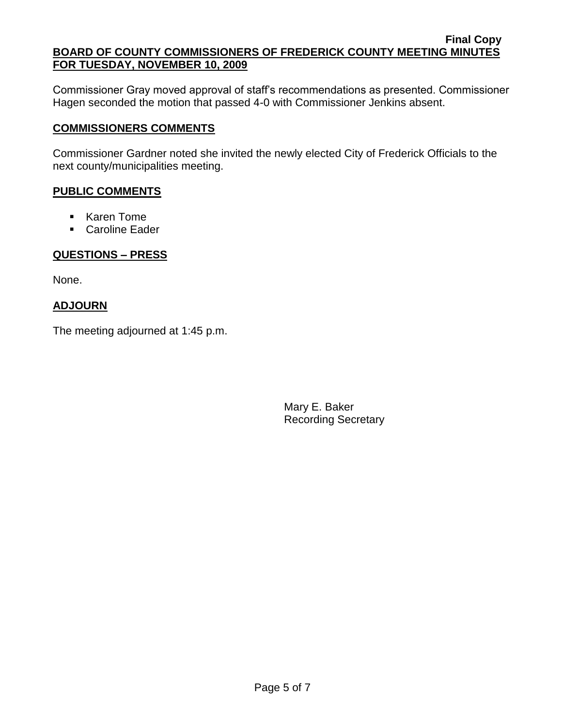Commissioner Gray moved approval of staff's recommendations as presented. Commissioner Hagen seconded the motion that passed 4-0 with Commissioner Jenkins absent.

## COMMISSIONERS COMMENTS

Commissioner Gardner noted she invited the newly elected City of Frederick Officials to the next county/municipalities meeting.

## PUBLIC COMMENTS

- Karen Tome
- Caroline Eader

## QUESTIONS – PRESS

None.

## ADJOURN

The meeting adjourned at 1:45 p.m.

Mary E. Baker
Recording Secretary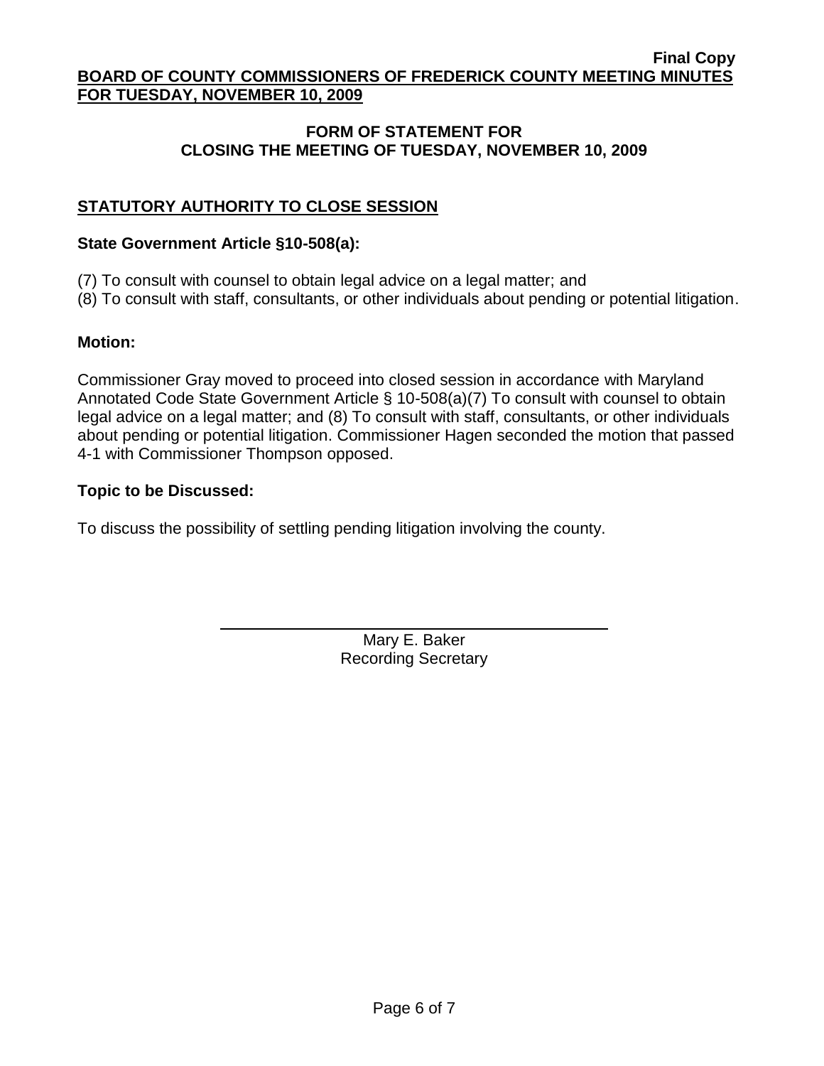## FORM OF STATEMENT FOR CLOSING THE MEETING OF TUESDAY, NOVEMBER 10, 2009

### STATUTORY AUTHORITY TO CLOSE SESSION

**State Government Article §10-508(a):**

(7) To consult with counsel to obtain legal advice on a legal matter; and
(8) To consult with staff, consultants, or other individuals about pending or potential litigation.

**Motion:**

Commissioner Gray moved to proceed into closed session in accordance with Maryland Annotated Code State Government Article § 10-508(a)(7) To consult with counsel to obtain legal advice on a legal matter; and (8) To consult with staff, consultants, or other individuals about pending or potential litigation. Commissioner Hagen seconded the motion that passed 4-1 with Commissioner Thompson opposed.

**Topic to be Discussed:**

To discuss the possibility of settling pending litigation involving the county.

Mary E. Baker
Recording Secretary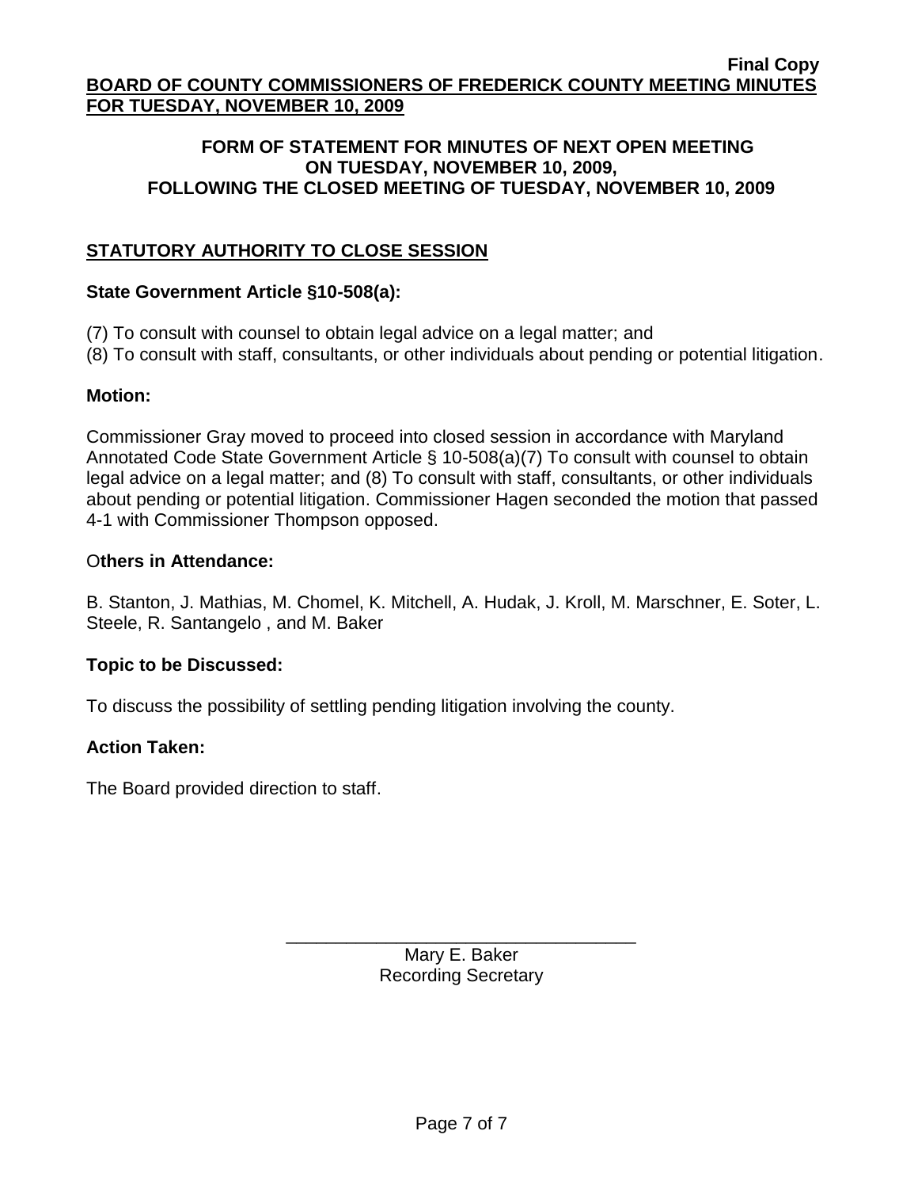**Final Copy**

**BOARD OF COUNTY COMMISSIONERS OF FREDERICK COUNTY MEETING MINUTES FOR TUESDAY, NOVEMBER 10, 2009**

**FORM OF STATEMENT FOR MINUTES OF NEXT OPEN MEETING ON TUESDAY, NOVEMBER 10, 2009, FOLLOWING THE CLOSED MEETING OF TUESDAY, NOVEMBER 10, 2009**

**STATUTORY AUTHORITY TO CLOSE SESSION**

**State Government Article §10-508(a):**

(7) To consult with counsel to obtain legal advice on a legal matter; and
(8) To consult with staff, consultants, or other individuals about pending or potential litigation.

**Motion:**

Commissioner Gray moved to proceed into closed session in accordance with Maryland Annotated Code State Government Article § 10-508(a)(7) To consult with counsel to obtain legal advice on a legal matter; and (8) To consult with staff, consultants, or other individuals about pending or potential litigation. Commissioner Hagen seconded the motion that passed 4-1 with Commissioner Thompson opposed.

**Others in Attendance:**

B. Stanton, J. Mathias, M. Chomel, K. Mitchell, A. Hudak, J. Kroll, M. Marschner, E. Soter, L. Steele, R. Santangelo , and M. Baker

**Topic to be Discussed:**

To discuss the possibility of settling pending litigation involving the county.

**Action Taken:**

The Board provided direction to staff.

\_\_\_\_\_\_\_\_\_\_\_\_\_\_\_\_\_\_\_\_\_\_\_\_\_\_\_\_\_\_\_\_\_\_\_\_
Mary E. Baker
Recording Secretary